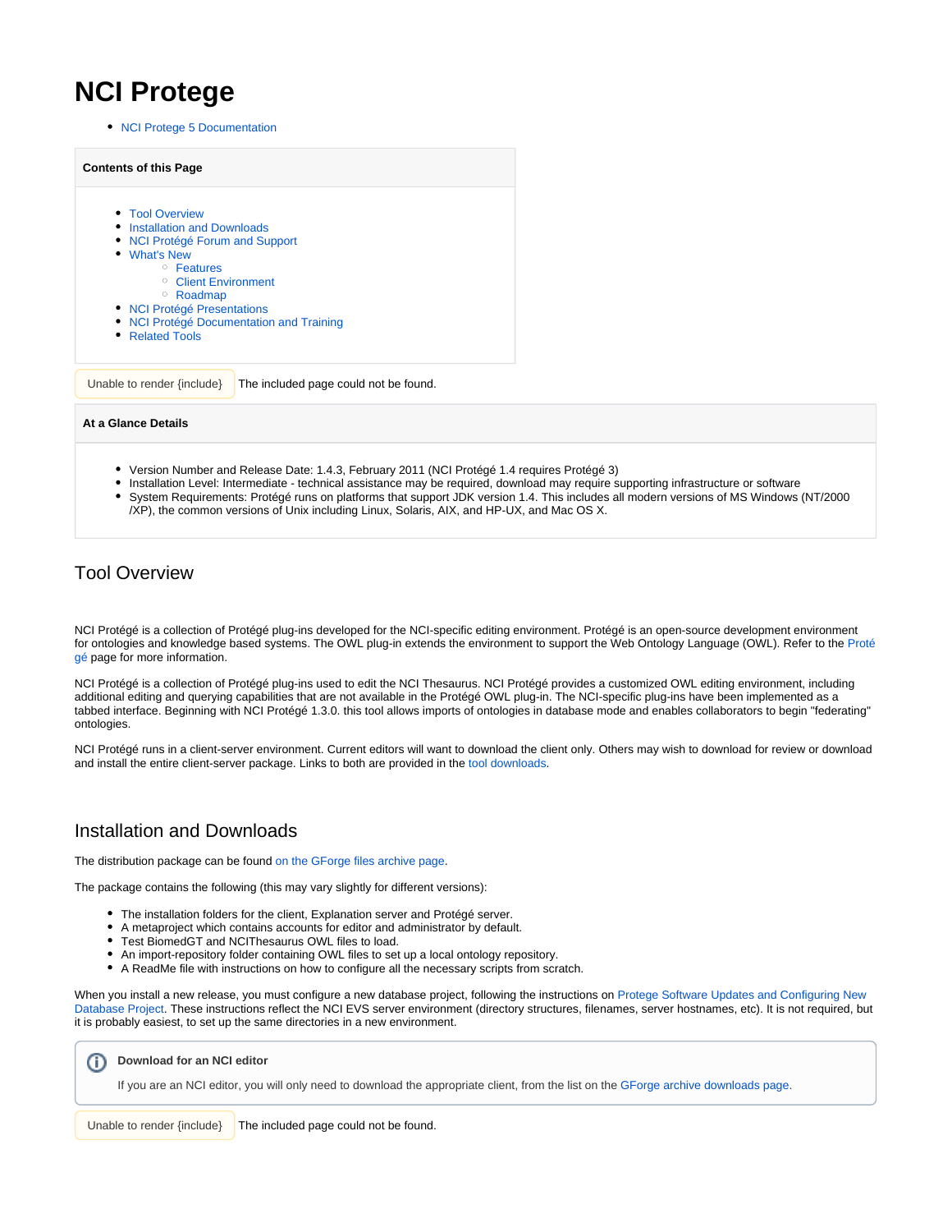# NCI Protege

- NCI Protege 5 Documentation

**Contents of this Page**

- Tool Overview
- Installation and Downloads
- NCI Protégé Forum and Support
- What's New
  - Features
  - Client Environment
  - Roadmap
- NCI Protégé Presentations
- NCI Protégé Documentation and Training
- Related Tools

Unable to render {include} The included page could not be found.

**At a Glance Details**

- Version Number and Release Date: 1.4.3, February 2011 (NCI Protégé 1.4 requires Protégé 3)
- Installation Level: Intermediate - technical assistance may be required, download may require supporting infrastructure or software
- System Requirements: Protégé runs on platforms that support JDK version 1.4. This includes all modern versions of MS Windows (NT/2000/XP), the common versions of Unix including Linux, Solaris, AIX, and HP-UX, and Mac OS X.

## Tool Overview

NCI Protégé is a collection of Protégé plug-ins developed for the NCI-specific editing environment. Protégé is an open-source development environment for ontologies and knowledge based systems. The OWL plug-in extends the environment to support the Web Ontology Language (OWL). Refer to the Protégé page for more information.

NCI Protégé is a collection of Protégé plug-ins used to edit the NCI Thesaurus. NCI Protégé provides a customized OWL editing environment, including additional editing and querying capabilities that are not available in the Protégé OWL plug-in. The NCI-specific plug-ins have been implemented as a tabbed interface. Beginning with NCI Protégé 1.3.0. this tool allows imports of ontologies in database mode and enables collaborators to begin "federating" ontologies.

NCI Protégé runs in a client-server environment. Current editors will want to download the client only. Others may wish to download for review or download and install the entire client-server package. Links to both are provided in the tool downloads.

## Installation and Downloads

The distribution package can be found on the GForge files archive page.

The package contains the following (this may vary slightly for different versions):

- The installation folders for the client, Explanation server and Protégé server.
- A metaproject which contains accounts for editor and administrator by default.
- Test BiomedGT and NCIThesaurus OWL files to load.
- An import-repository folder containing OWL files to set up a local ontology repository.
- A ReadMe file with instructions on how to configure all the necessary scripts from scratch.

When you install a new release, you must configure a new database project, following the instructions on Protege Software Updates and Configuring New Database Project. These instructions reflect the NCI EVS server environment (directory structures, filenames, server hostnames, etc). It is not required, but it is probably easiest, to set up the same directories in a new environment.

**Download for an NCI editor**

If you are an NCI editor, you will only need to download the appropriate client, from the list on the GForge archive downloads page.

Unable to render {include} The included page could not be found.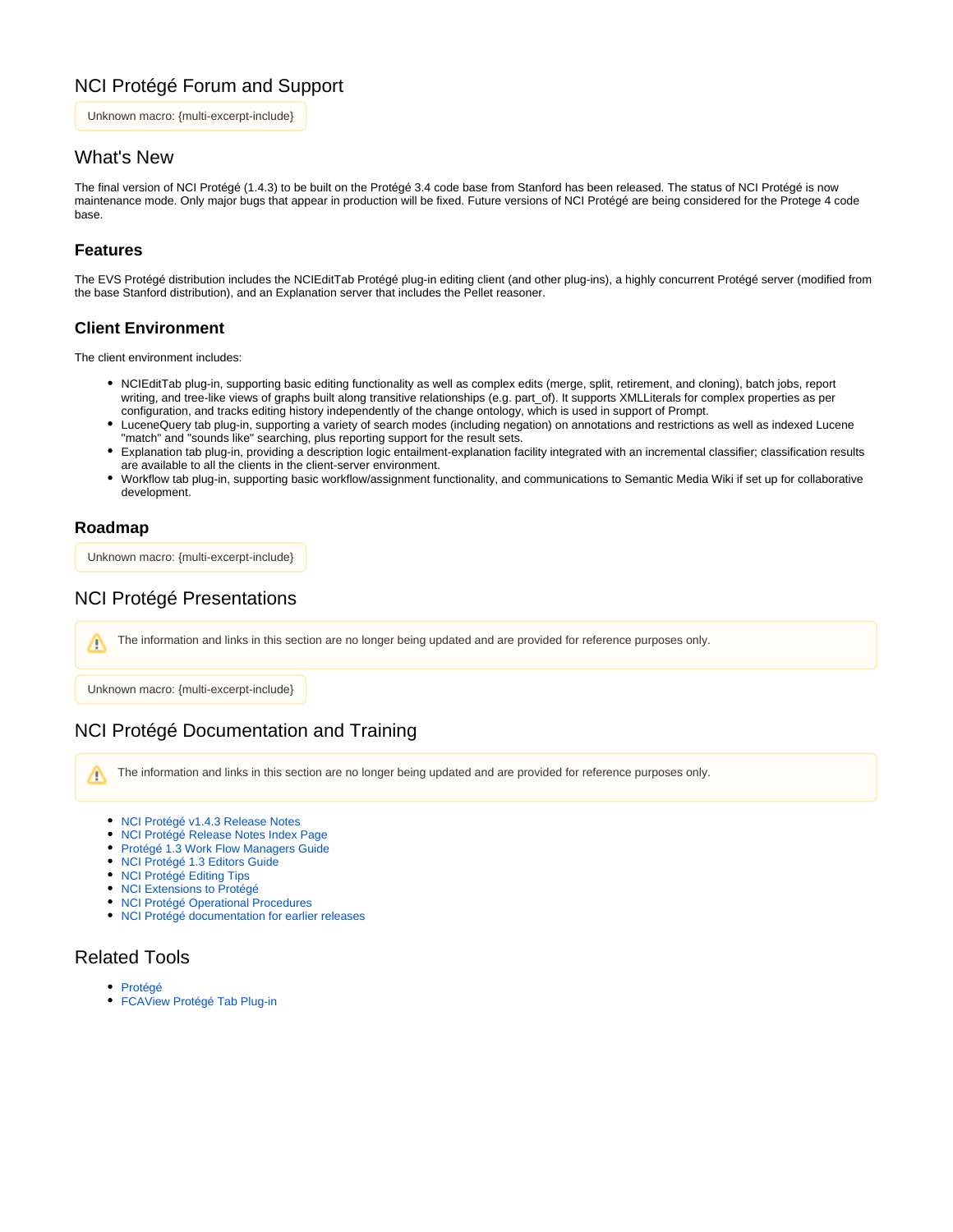## NCI Protégé Forum and Support

Unknown macro: {multi-excerpt-include}

## What's New

The final version of NCI Protégé (1.4.3) to be built on the Protégé 3.4 code base from Stanford has been released. The status of NCI Protégé is now maintenance mode. Only major bugs that appear in production will be fixed. Future versions of NCI Protégé are being considered for the Protege 4 code base.

### Features

The EVS Protégé distribution includes the NCIEditTab Protégé plug-in editing client (and other plug-ins), a highly concurrent Protégé server (modified from the base Stanford distribution), and an Explanation server that includes the Pellet reasoner.

### Client Environment

The client environment includes:

- NCIEditTab plug-in, supporting basic editing functionality as well as complex edits (merge, split, retirement, and cloning), batch jobs, report writing, and tree-like views of graphs built along transitive relationships (e.g. part_of). It supports XMLLiterals for complex properties as per configuration, and tracks editing history independently of the change ontology, which is used in support of Prompt.
- LuceneQuery tab plug-in, supporting a variety of search modes (including negation) on annotations and restrictions as well as indexed Lucene "match" and "sounds like" searching, plus reporting support for the result sets.
- Explanation tab plug-in, providing a description logic entailment-explanation facility integrated with an incremental classifier; classification results are available to all the clients in the client-server environment.
- Workflow tab plug-in, supporting basic workflow/assignment functionality, and communications to Semantic Media Wiki if set up for collaborative development.

### Roadmap

Unknown macro: {multi-excerpt-include}

## NCI Protégé Presentations

The information and links in this section are no longer being updated and are provided for reference purposes only.

Unknown macro: {multi-excerpt-include}

## NCI Protégé Documentation and Training

The information and links in this section are no longer being updated and are provided for reference purposes only.

- NCI Protégé v1.4.3 Release Notes
- NCI Protégé Release Notes Index Page
- Protégé 1.3 Work Flow Managers Guide
- NCI Protégé 1.3 Editors Guide
- NCI Protégé Editing Tips
- NCI Extensions to Protégé
- NCI Protégé Operational Procedures
- NCI Protégé documentation for earlier releases

## Related Tools

- Protégé
- FCAView Protégé Tab Plug-in